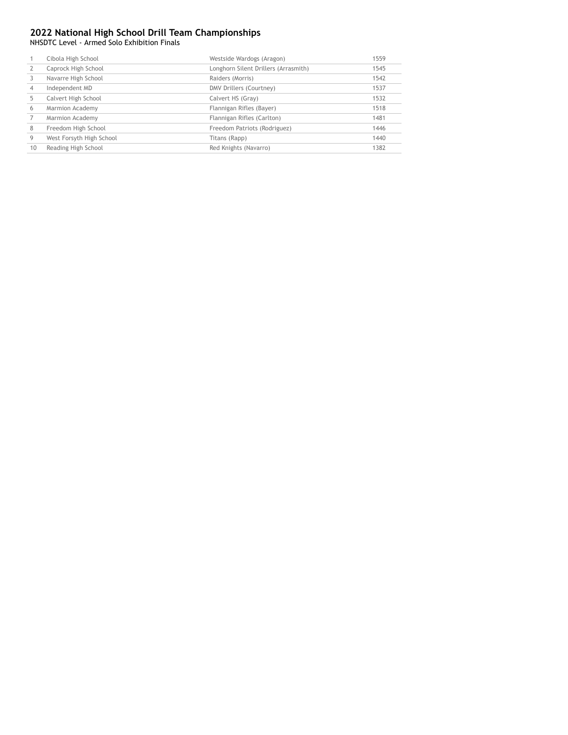## 2022 National High School Drill Team Championships

NHSDTC Level - Armed Solo Exhibition Finals

| | | | |
|---|---|---|---|
| 1 | Cibola High School | Westside Wardogs (Aragon) | 1559 |
| 2 | Caprock High School | Longhorn Silent Drillers (Arrasmith) | 1545 |
| 3 | Navarre High School | Raiders (Morris) | 1542 |
| 4 | Independent MD | DMV Drillers (Courtney) | 1537 |
| 5 | Calvert High School | Calvert HS (Gray) | 1532 |
| 6 | Marmion Academy | Flannigan Rifles (Bayer) | 1518 |
| 7 | Marmion Academy | Flannigan Rifles (Carlton) | 1481 |
| 8 | Freedom High School | Freedom Patriots (Rodriguez) | 1446 |
| 9 | West Forsyth High School | Titans (Rapp) | 1440 |
| 10 | Reading High School | Red Knights (Navarro) | 1382 |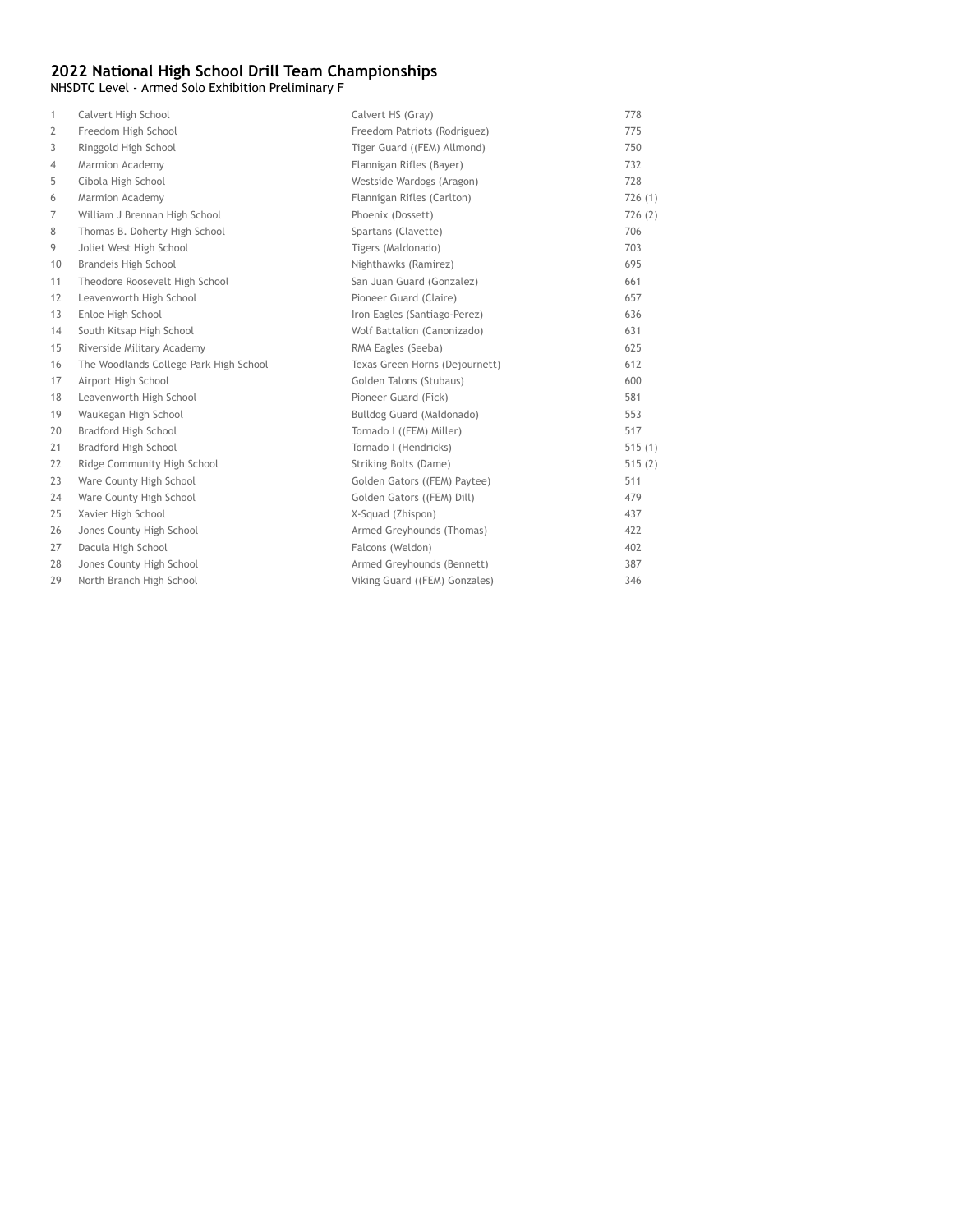# 2022 National High School Drill Team Championships

NHSDTC Level - Armed Solo Exhibition Preliminary F

| | | | |
|---|---|---|---|
| 1 | Calvert High School | Calvert HS (Gray) | 778 |
| 2 | Freedom High School | Freedom Patriots (Rodriguez) | 775 |
| 3 | Ringgold High School | Tiger Guard ((FEM) Allmond) | 750 |
| 4 | Marmion Academy | Flannigan Rifles (Bayer) | 732 |
| 5 | Cibola High School | Westside Wardogs (Aragon) | 728 |
| 6 | Marmion Academy | Flannigan Rifles (Carlton) | 726 (1) |
| 7 | William J Brennan High School | Phoenix (Dossett) | 726 (2) |
| 8 | Thomas B. Doherty High School | Spartans (Clavette) | 706 |
| 9 | Joliet West High School | Tigers (Maldonado) | 703 |
| 10 | Brandeis High School | Nighthawks (Ramirez) | 695 |
| 11 | Theodore Roosevelt High School | San Juan Guard (Gonzalez) | 661 |
| 12 | Leavenworth High School | Pioneer Guard (Claire) | 657 |
| 13 | Enloe High School | Iron Eagles (Santiago-Perez) | 636 |
| 14 | South Kitsap High School | Wolf Battalion (Canonizado) | 631 |
| 15 | Riverside Military Academy | RMA Eagles (Seeba) | 625 |
| 16 | The Woodlands College Park High School | Texas Green Horns (Dejournett) | 612 |
| 17 | Airport High School | Golden Talons (Stubaus) | 600 |
| 18 | Leavenworth High School | Pioneer Guard (Fick) | 581 |
| 19 | Waukegan High School | Bulldog Guard (Maldonado) | 553 |
| 20 | Bradford High School | Tornado I ((FEM) Miller) | 517 |
| 21 | Bradford High School | Tornado I (Hendricks) | 515 (1) |
| 22 | Ridge Community High School | Striking Bolts (Dame) | 515 (2) |
| 23 | Ware County High School | Golden Gators ((FEM) Paytee) | 511 |
| 24 | Ware County High School | Golden Gators ((FEM) Dill) | 479 |
| 25 | Xavier High School | X-Squad (Zhispon) | 437 |
| 26 | Jones County High School | Armed Greyhounds (Thomas) | 422 |
| 27 | Dacula High School | Falcons (Weldon) | 402 |
| 28 | Jones County High School | Armed Greyhounds (Bennett) | 387 |
| 29 | North Branch High School | Viking Guard ((FEM) Gonzales) | 346 |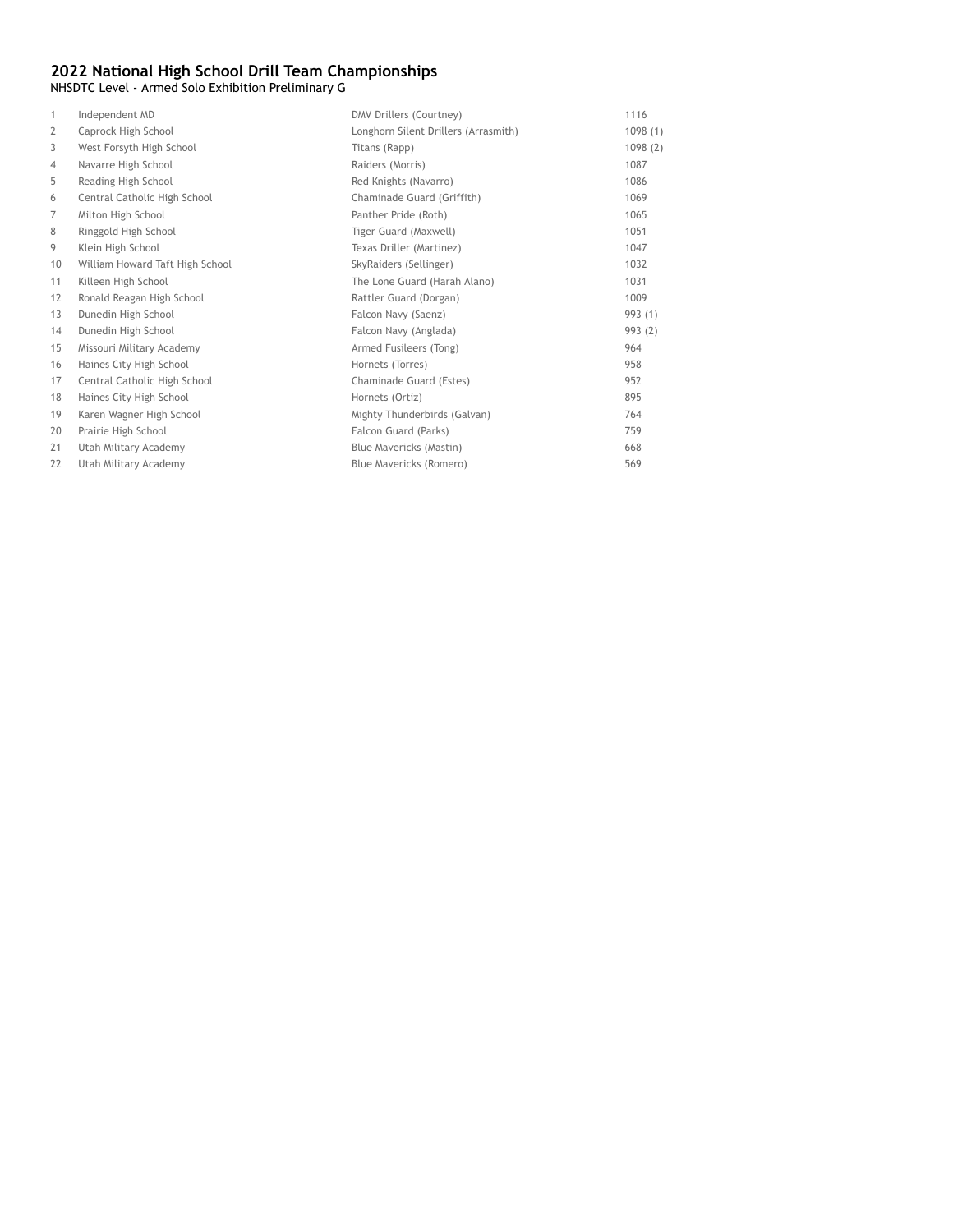# 2022 National High School Drill Team Championships

NHSDTC Level - Armed Solo Exhibition Preliminary G

| | | | |
|---|---|---|---|
| 1 | Independent MD | DMV Drillers (Courtney) | 1116 |
| 2 | Caprock High School | Longhorn Silent Drillers (Arrasmith) | 1098 (1) |
| 3 | West Forsyth High School | Titans (Rapp) | 1098 (2) |
| 4 | Navarre High School | Raiders (Morris) | 1087 |
| 5 | Reading High School | Red Knights (Navarro) | 1086 |
| 6 | Central Catholic High School | Chaminade Guard (Griffith) | 1069 |
| 7 | Milton High School | Panther Pride (Roth) | 1065 |
| 8 | Ringgold High School | Tiger Guard (Maxwell) | 1051 |
| 9 | Klein High School | Texas Driller (Martinez) | 1047 |
| 10 | William Howard Taft High School | SkyRaiders (Sellinger) | 1032 |
| 11 | Killeen High School | The Lone Guard (Harah Alano) | 1031 |
| 12 | Ronald Reagan High School | Rattler Guard (Dorgan) | 1009 |
| 13 | Dunedin High School | Falcon Navy (Saenz) | 993 (1) |
| 14 | Dunedin High School | Falcon Navy (Anglada) | 993 (2) |
| 15 | Missouri Military Academy | Armed Fusileers (Tong) | 964 |
| 16 | Haines City High School | Hornets (Torres) | 958 |
| 17 | Central Catholic High School | Chaminade Guard (Estes) | 952 |
| 18 | Haines City High School | Hornets (Ortiz) | 895 |
| 19 | Karen Wagner High School | Mighty Thunderbirds (Galvan) | 764 |
| 20 | Prairie High School | Falcon Guard (Parks) | 759 |
| 21 | Utah Military Academy | Blue Mavericks (Mastin) | 668 |
| 22 | Utah Military Academy | Blue Mavericks (Romero) | 569 |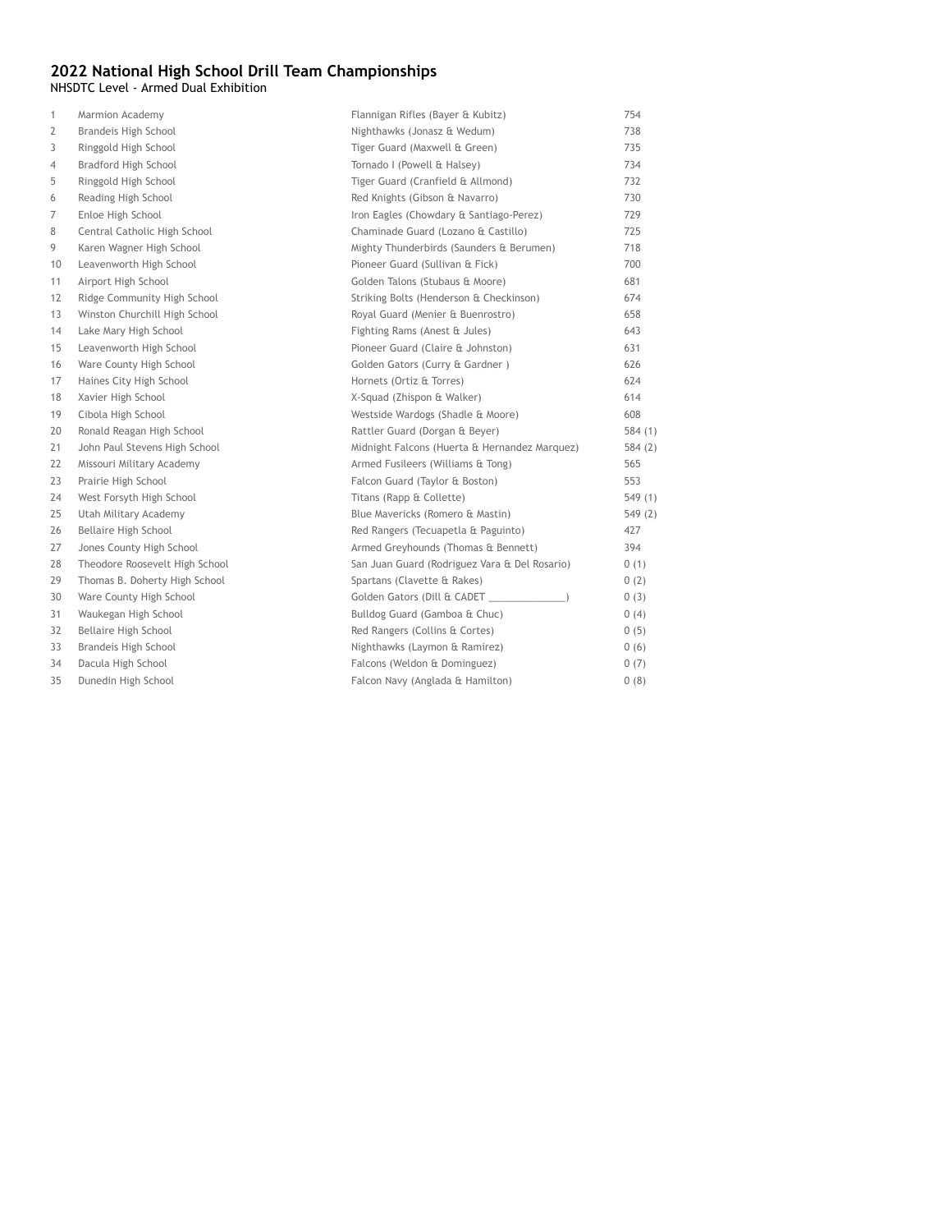## 2022 National High School Drill Team Championships

NHSDTC Level - Armed Dual Exhibition

| | | | |
|---|---|---|---|
| 1 | Marmion Academy | Flannigan Rifles (Bayer & Kubitz) | 754 |
| 2 | Brandeis High School | Nighthawks (Jonasz & Wedum) | 738 |
| 3 | Ringgold High School | Tiger Guard (Maxwell & Green) | 735 |
| 4 | Bradford High School | Tornado I (Powell & Halsey) | 734 |
| 5 | Ringgold High School | Tiger Guard (Cranfield & Allmond) | 732 |
| 6 | Reading High School | Red Knights (Gibson & Navarro) | 730 |
| 7 | Enloe High School | Iron Eagles (Chowdary & Santiago-Perez) | 729 |
| 8 | Central Catholic High School | Chaminade Guard (Lozano & Castillo) | 725 |
| 9 | Karen Wagner High School | Mighty Thunderbirds (Saunders & Berumen) | 718 |
| 10 | Leavenworth High School | Pioneer Guard (Sullivan & Fick) | 700 |
| 11 | Airport High School | Golden Talons (Stubaus & Moore) | 681 |
| 12 | Ridge Community High School | Striking Bolts (Henderson & Checkinson) | 674 |
| 13 | Winston Churchill High School | Royal Guard (Menier & Buenrostro) | 658 |
| 14 | Lake Mary High School | Fighting Rams (Anest & Jules) | 643 |
| 15 | Leavenworth High School | Pioneer Guard (Claire & Johnston) | 631 |
| 16 | Ware County High School | Golden Gators (Curry & Gardner ) | 626 |
| 17 | Haines City High School | Hornets (Ortiz & Torres) | 624 |
| 18 | Xavier High School | X-Squad (Zhispon & Walker) | 614 |
| 19 | Cibola High School | Westside Wardogs (Shadle & Moore) | 608 |
| 20 | Ronald Reagan High School | Rattler Guard (Dorgan & Beyer) | 584 (1) |
| 21 | John Paul Stevens High School | Midnight Falcons (Huerta & Hernandez Marquez) | 584 (2) |
| 22 | Missouri Military Academy | Armed Fusileers (Williams & Tong) | 565 |
| 23 | Prairie High School | Falcon Guard (Taylor & Boston) | 553 |
| 24 | West Forsyth High School | Titans (Rapp & Collette) | 549 (1) |
| 25 | Utah Military Academy | Blue Mavericks (Romero & Mastin) | 549 (2) |
| 26 | Bellaire High School | Red Rangers (Tecuapetla & Paguinto) | 427 |
| 27 | Jones County High School | Armed Greyhounds (Thomas & Bennett) | 394 |
| 28 | Theodore Roosevelt High School | San Juan Guard (Rodriguez Vara & Del Rosario) | 0 (1) |
| 29 | Thomas B. Doherty High School | Spartans (Clavette & Rakes) | 0 (2) |
| 30 | Ware County High School | Golden Gators (Dill & CADET _______________) | 0 (3) |
| 31 | Waukegan High School | Bulldog Guard (Gamboa & Chuc) | 0 (4) |
| 32 | Bellaire High School | Red Rangers (Collins & Cortes) | 0 (5) |
| 33 | Brandeis High School | Nighthawks (Laymon & Ramirez) | 0 (6) |
| 34 | Dacula High School | Falcons (Weldon & Dominguez) | 0 (7) |
| 35 | Dunedin High School | Falcon Navy (Anglada & Hamilton) | 0 (8) |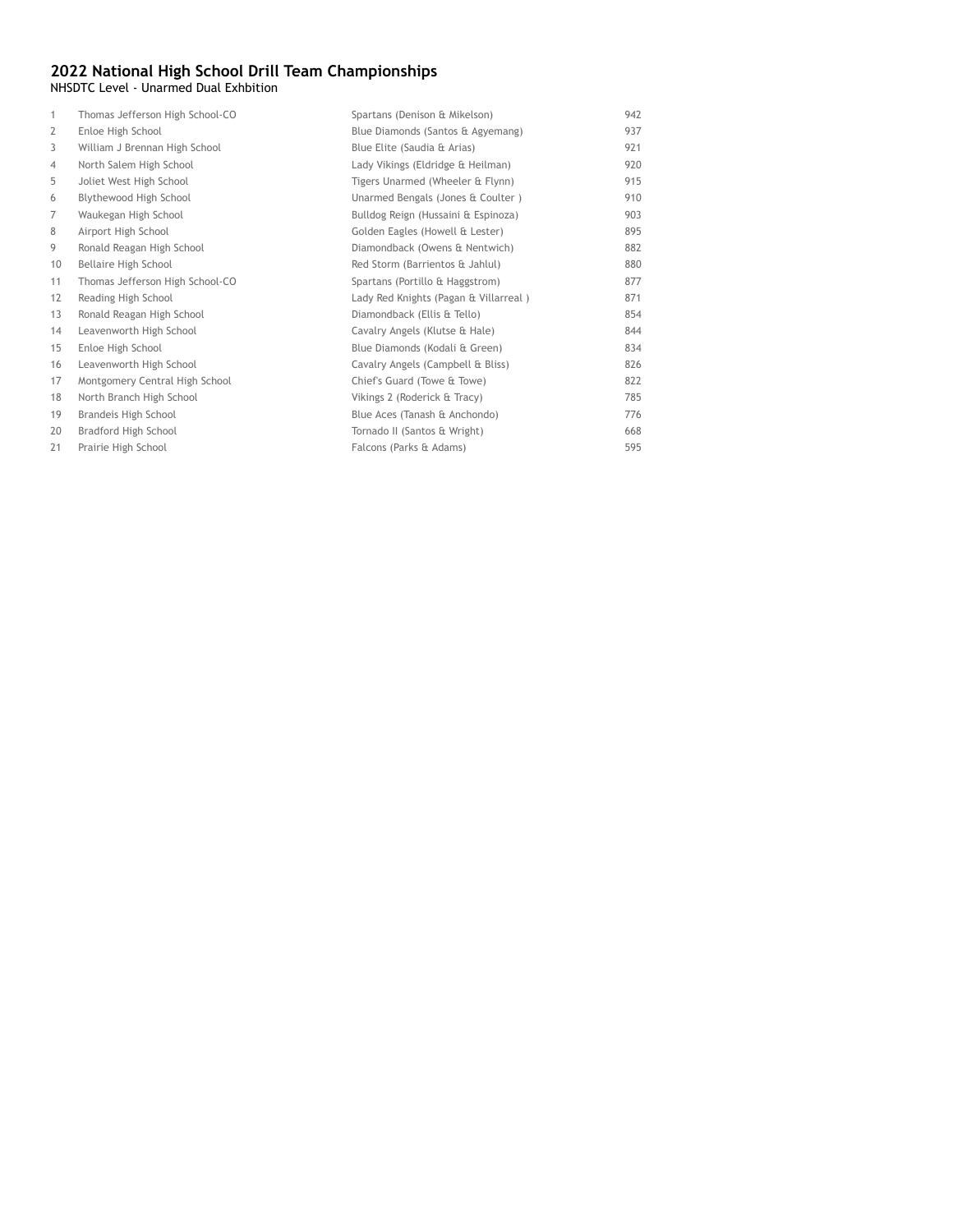## 2022 National High School Drill Team Championships

NHSDTC Level - Unarmed Dual Exhbition

| | | | |
|---|---|---|---|
| 1 | Thomas Jefferson High School-CO | Spartans (Denison & Mikelson) | 942 |
| 2 | Enloe High School | Blue Diamonds (Santos & Agyemang) | 937 |
| 3 | William J Brennan High School | Blue Elite (Saudia & Arias) | 921 |
| 4 | North Salem High School | Lady Vikings (Eldridge & Heilman) | 920 |
| 5 | Joliet West High School | Tigers Unarmed (Wheeler & Flynn) | 915 |
| 6 | Blythewood High School | Unarmed Bengals (Jones & Coulter ) | 910 |
| 7 | Waukegan High School | Bulldog Reign (Hussaini & Espinoza) | 903 |
| 8 | Airport High School | Golden Eagles (Howell & Lester) | 895 |
| 9 | Ronald Reagan High School | Diamondback (Owens & Nentwich) | 882 |
| 10 | Bellaire High School | Red Storm (Barrientos & Jahlul) | 880 |
| 11 | Thomas Jefferson High School-CO | Spartans (Portillo & Haggstrom) | 877 |
| 12 | Reading High School | Lady Red Knights (Pagan & Villarreal ) | 871 |
| 13 | Ronald Reagan High School | Diamondback (Ellis & Tello) | 854 |
| 14 | Leavenworth High School | Cavalry Angels (Klutse & Hale) | 844 |
| 15 | Enloe High School | Blue Diamonds (Kodali & Green) | 834 |
| 16 | Leavenworth High School | Cavalry Angels (Campbell & Bliss) | 826 |
| 17 | Montgomery Central High School | Chief's Guard (Towe & Towe) | 822 |
| 18 | North Branch High School | Vikings 2 (Roderick & Tracy) | 785 |
| 19 | Brandeis High School | Blue Aces (Tanash & Anchondo) | 776 |
| 20 | Bradford High School | Tornado II (Santos & Wright) | 668 |
| 21 | Prairie High School | Falcons (Parks & Adams) | 595 |